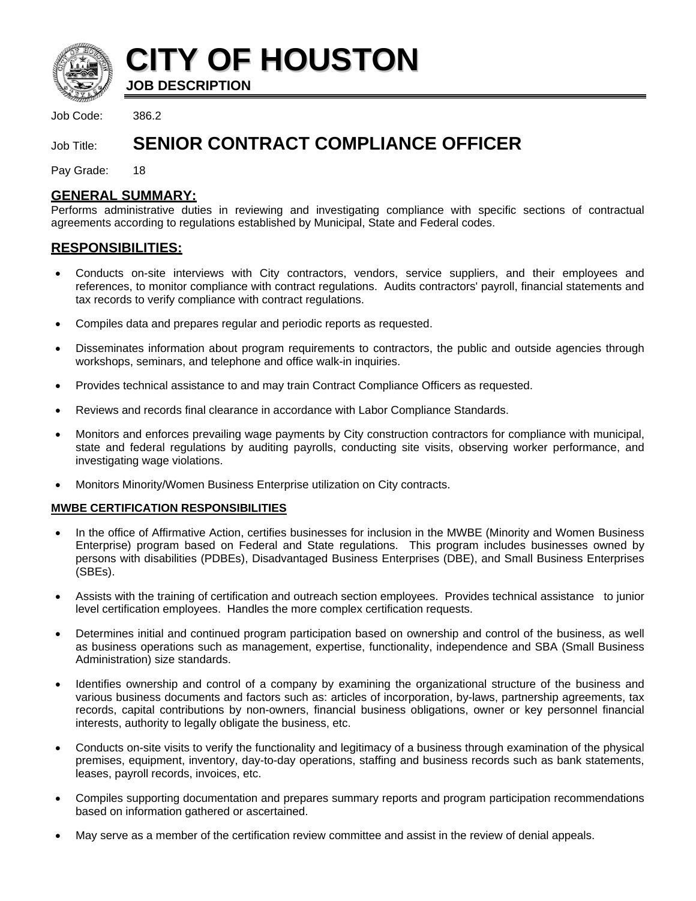# CITY OF HOUSTON

**JOB DESCRIPTION**

Job Code: 386.2

Job Title: **SENIOR CONTRACT COMPLIANCE OFFICER**

Pay Grade: 18

## GENERAL SUMMARY:

Performs administrative duties in reviewing and investigating compliance with specific sections of contractual agreements according to regulations established by Municipal, State and Federal codes.

## RESPONSIBILITIES:

- Conducts on-site interviews with City contractors, vendors, service suppliers, and their employees and references, to monitor compliance with contract regulations. Audits contractors' payroll, financial statements and tax records to verify compliance with contract regulations.
- Compiles data and prepares regular and periodic reports as requested.
- Disseminates information about program requirements to contractors, the public and outside agencies through workshops, seminars, and telephone and office walk-in inquiries.
- Provides technical assistance to and may train Contract Compliance Officers as requested.
- Reviews and records final clearance in accordance with Labor Compliance Standards.
- Monitors and enforces prevailing wage payments by City construction contractors for compliance with municipal, state and federal regulations by auditing payrolls, conducting site visits, observing worker performance, and investigating wage violations.
- Monitors Minority/Women Business Enterprise utilization on City contracts.

### MWBE CERTIFICATION RESPONSIBILITIES

- In the office of Affirmative Action, certifies businesses for inclusion in the MWBE (Minority and Women Business Enterprise) program based on Federal and State regulations. This program includes businesses owned by persons with disabilities (PDBEs), Disadvantaged Business Enterprises (DBE), and Small Business Enterprises (SBEs).
- Assists with the training of certification and outreach section employees. Provides technical assistance to junior level certification employees. Handles the more complex certification requests.
- Determines initial and continued program participation based on ownership and control of the business, as well as business operations such as management, expertise, functionality, independence and SBA (Small Business Administration) size standards.
- Identifies ownership and control of a company by examining the organizational structure of the business and various business documents and factors such as: articles of incorporation, by-laws, partnership agreements, tax records, capital contributions by non-owners, financial business obligations, owner or key personnel financial interests, authority to legally obligate the business, etc.
- Conducts on-site visits to verify the functionality and legitimacy of a business through examination of the physical premises, equipment, inventory, day-to-day operations, staffing and business records such as bank statements, leases, payroll records, invoices, etc.
- Compiles supporting documentation and prepares summary reports and program participation recommendations based on information gathered or ascertained.
- May serve as a member of the certification review committee and assist in the review of denial appeals.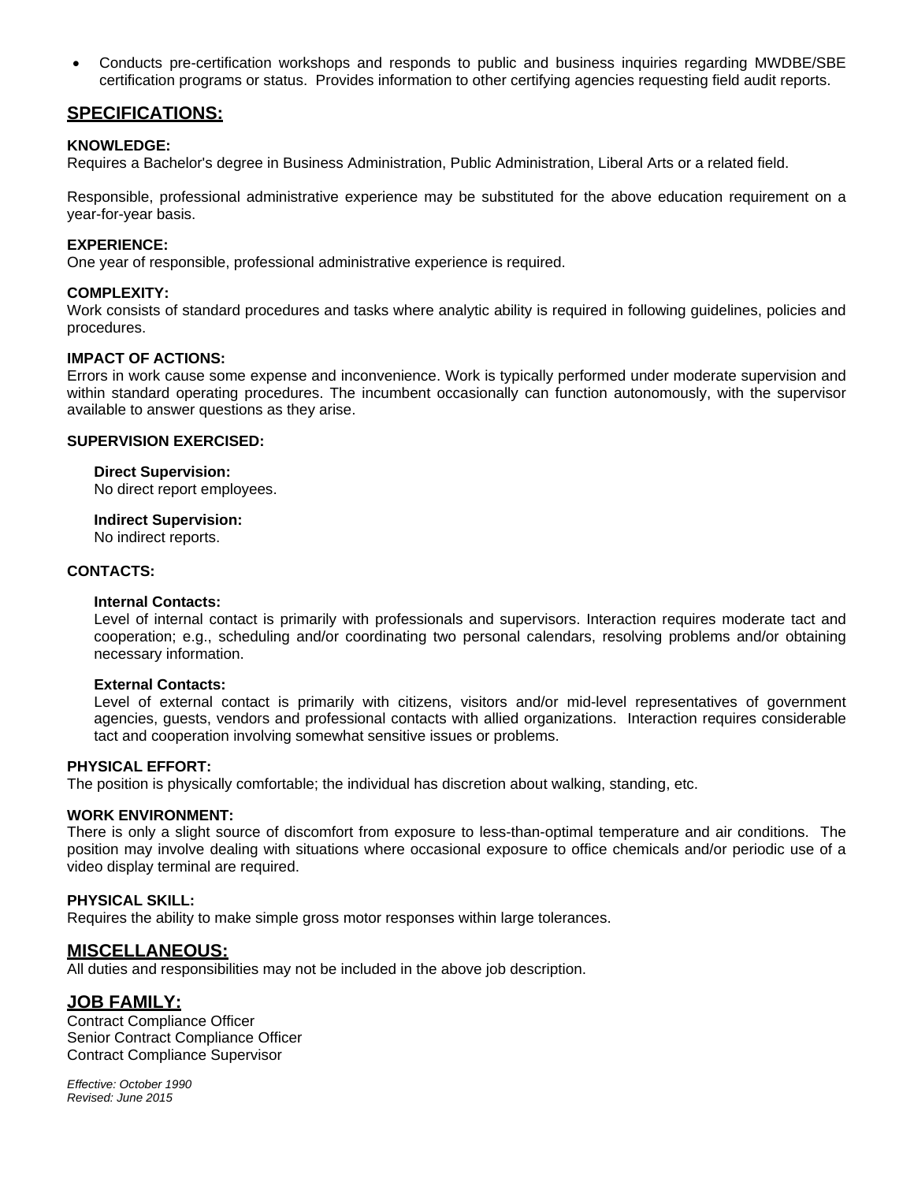- Conducts pre-certification workshops and responds to public and business inquiries regarding MWDBE/SBE certification programs or status. Provides information to other certifying agencies requesting field audit reports.

## SPECIFICATIONS:

**KNOWLEDGE:**
Requires a Bachelor's degree in Business Administration, Public Administration, Liberal Arts or a related field.

Responsible, professional administrative experience may be substituted for the above education requirement on a year-for-year basis.

**EXPERIENCE:**
One year of responsible, professional administrative experience is required.

**COMPLEXITY:**
Work consists of standard procedures and tasks where analytic ability is required in following guidelines, policies and procedures.

**IMPACT OF ACTIONS:**
Errors in work cause some expense and inconvenience. Work is typically performed under moderate supervision and within standard operating procedures. The incumbent occasionally can function autonomously, with the supervisor available to answer questions as they arise.

**SUPERVISION EXERCISED:**

**Direct Supervision:**
No direct report employees.

**Indirect Supervision:**
No indirect reports.

**CONTACTS:**

**Internal Contacts:**
Level of internal contact is primarily with professionals and supervisors. Interaction requires moderate tact and cooperation; e.g., scheduling and/or coordinating two personal calendars, resolving problems and/or obtaining necessary information.

**External Contacts:**
Level of external contact is primarily with citizens, visitors and/or mid-level representatives of government agencies, guests, vendors and professional contacts with allied organizations. Interaction requires considerable tact and cooperation involving somewhat sensitive issues or problems.

**PHYSICAL EFFORT:**
The position is physically comfortable; the individual has discretion about walking, standing, etc.

**WORK ENVIRONMENT:**
There is only a slight source of discomfort from exposure to less-than-optimal temperature and air conditions. The position may involve dealing with situations where occasional exposure to office chemicals and/or periodic use of a video display terminal are required.

**PHYSICAL SKILL:**
Requires the ability to make simple gross motor responses within large tolerances.

## MISCELLANEOUS:

All duties and responsibilities may not be included in the above job description.

## JOB FAMILY:

Contract Compliance Officer
Senior Contract Compliance Officer
Contract Compliance Supervisor

*Effective: October 1990*
*Revised: June 2015*